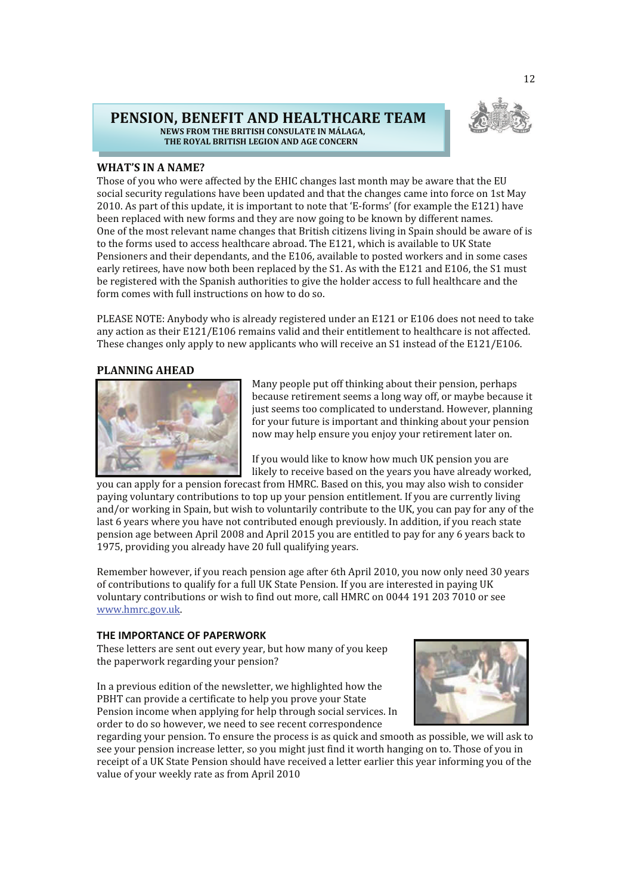# PENSION, BENEFIT AND HEALTHCARE TEAM

**NEWS FROM THE BRITISH CONSULATE IN MÁLAGA, THE ROYAL BRITISH LEGION AND AGE CONCERN**

## WHAT'S IN A NAME?

Those of you who were affected by the EHIC changes last month may be aware that the EU social security regulations have been updated and that the changes came into force on 1st May 2010. As part of this update, it is important to note that 'E-forms' (for example the E121) have been replaced with new forms and they are now going to be known by different names.

One of the most relevant name changes that British citizens living in Spain should be aware of is to the forms used to access healthcare abroad. The E121, which is available to UK State Pensioners and their dependants, and the E106, available to posted workers and in some cases early retirees, have now both been replaced by the S1. As with the E121 and E106, the S1 must be registered with the Spanish authorities to give the holder access to full healthcare and the form comes with full instructions on how to do so.

PLEASE NOTE: Anybody who is already registered under an E121 or E106 does not need to take any action as their E121/E106 remains valid and their entitlement to healthcare is not affected. These changes only apply to new applicants who will receive an S1 instead of the E121/E106.

## PLANNING AHEAD

Many people put off thinking about their pension, perhaps because retirement seems a long way off, or maybe because it just seems too complicated to understand. However, planning for your future is important and thinking about your pension now may help ensure you enjoy your retirement later on.

If you would like to know how much UK pension you are likely to receive based on the years you have already worked, you can apply for a pension forecast from HMRC. Based on this, you may also wish to consider paying voluntary contributions to top up your pension entitlement. If you are currently living and/or working in Spain, but wish to voluntarily contribute to the UK, you can pay for any of the last 6 years where you have not contributed enough previously. In addition, if you reach state pension age between April 2008 and April 2015 you are entitled to pay for any 6 years back to 1975, providing you already have 20 full qualifying years.

Remember however, if you reach pension age after 6th April 2010, you now only need 30 years of contributions to qualify for a full UK State Pension. If you are interested in paying UK voluntary contributions or wish to find out more, call HMRC on 0044 191 203 7010 or see www.hmrc.gov.uk.

## THE IMPORTANCE OF PAPERWORK

These letters are sent out every year, but how many of you keep the paperwork regarding your pension?

In a previous edition of the newsletter, we highlighted how the PBHT can provide a certificate to help you prove your State Pension income when applying for help through social services. In order to do so however, we need to see recent correspondence regarding your pension. To ensure the process is as quick and smooth as possible, we will ask to see your pension increase letter, so you might just find it worth hanging on to. Those of you in receipt of a UK State Pension should have received a letter earlier this year informing you of the value of your weekly rate as from April 2010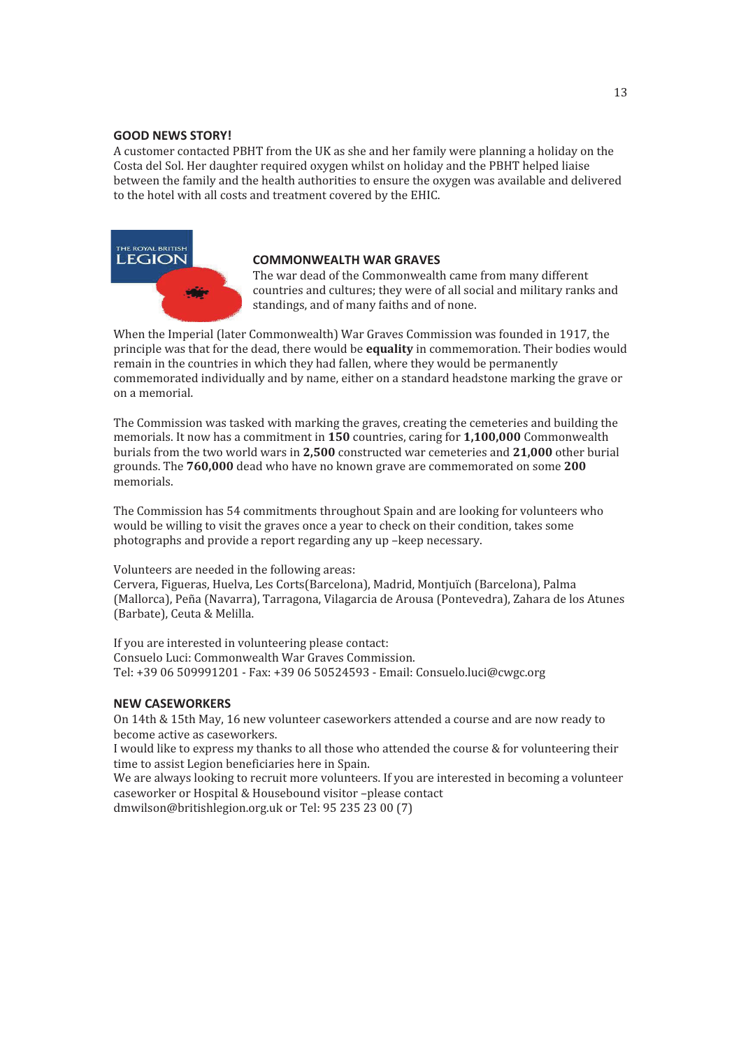## GOOD NEWS STORY!

A customer contacted PBHT from the UK as she and her family were planning a holiday on the Costa del Sol. Her daughter required oxygen whilst on holiday and the PBHT helped liaise between the family and the health authorities to ensure the oxygen was available and delivered to the hotel with all costs and treatment covered by the EHIC.

## COMMONWEALTH WAR GRAVES

The war dead of the Commonwealth came from many different countries and cultures; they were of all social and military ranks and standings, and of many faiths and of none.

When the Imperial (later Commonwealth) War Graves Commission was founded in 1917, the principle was that for the dead, there would be **equality** in commemoration. Their bodies would remain in the countries in which they had fallen, where they would be permanently commemorated individually and by name, either on a standard headstone marking the grave or on a memorial.

The Commission was tasked with marking the graves, creating the cemeteries and building the memorials. It now has a commitment in **150** countries, caring for **1,100,000** Commonwealth burials from the two world wars in **2,500** constructed war cemeteries and **21,000** other burial grounds. The **760,000** dead who have no known grave are commemorated on some **200** memorials.

The Commission has 54 commitments throughout Spain and are looking for volunteers who would be willing to visit the graves once a year to check on their condition, takes some photographs and provide a report regarding any up –keep necessary.

Volunteers are needed in the following areas:
Cervera, Figueras, Huelva, Les Corts(Barcelona), Madrid, Montjuïch (Barcelona), Palma (Mallorca), Peña (Navarra), Tarragona, Vilagarcia de Arousa (Pontevedra), Zahara de los Atunes (Barbate), Ceuta & Melilla.

If you are interested in volunteering please contact:
Consuelo Luci: Commonwealth War Graves Commission.
Tel: +39 06 509991201 - Fax: +39 06 50524593 - Email: Consuelo.luci@cwgc.org

## NEW CASEWORKERS

On 14th & 15th May, 16 new volunteer caseworkers attended a course and are now ready to become active as caseworkers.
I would like to express my thanks to all those who attended the course & for volunteering their time to assist Legion beneficiaries here in Spain.
We are always looking to recruit more volunteers. If you are interested in becoming a volunteer caseworker or Hospital & Housebound visitor –please contact dmwilson@britishlegion.org.uk or Tel: 95 235 23 00 (7)